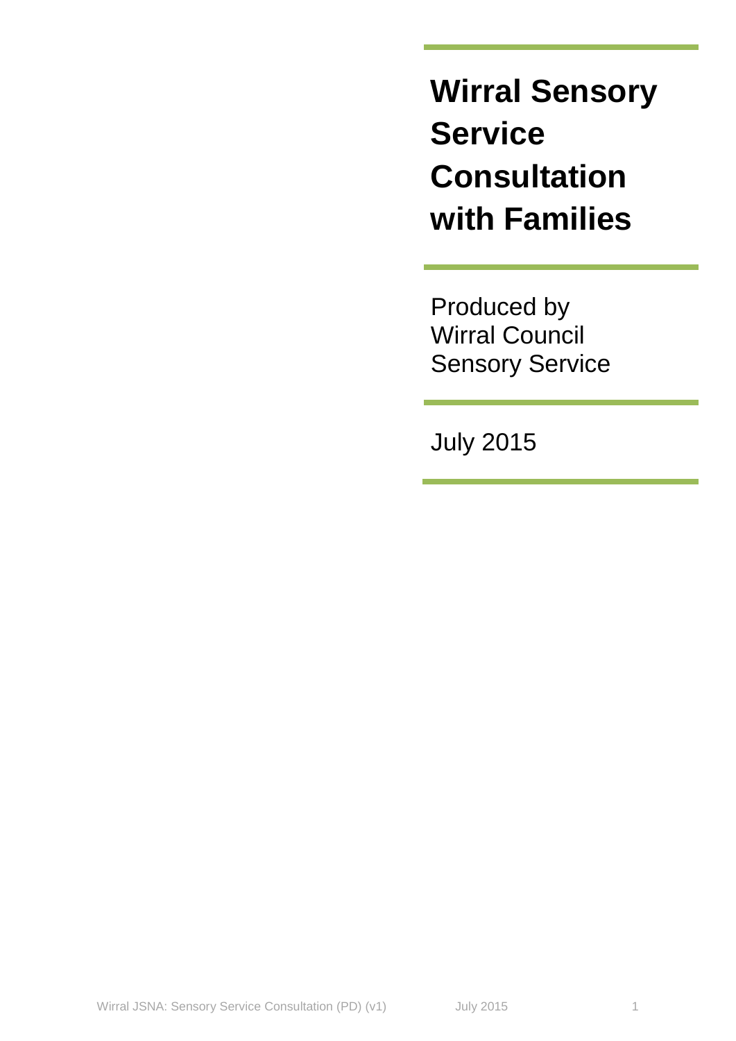# Wirral Sensory Service Consultation with Families

Produced by Wirral Council Sensory Service

July 2015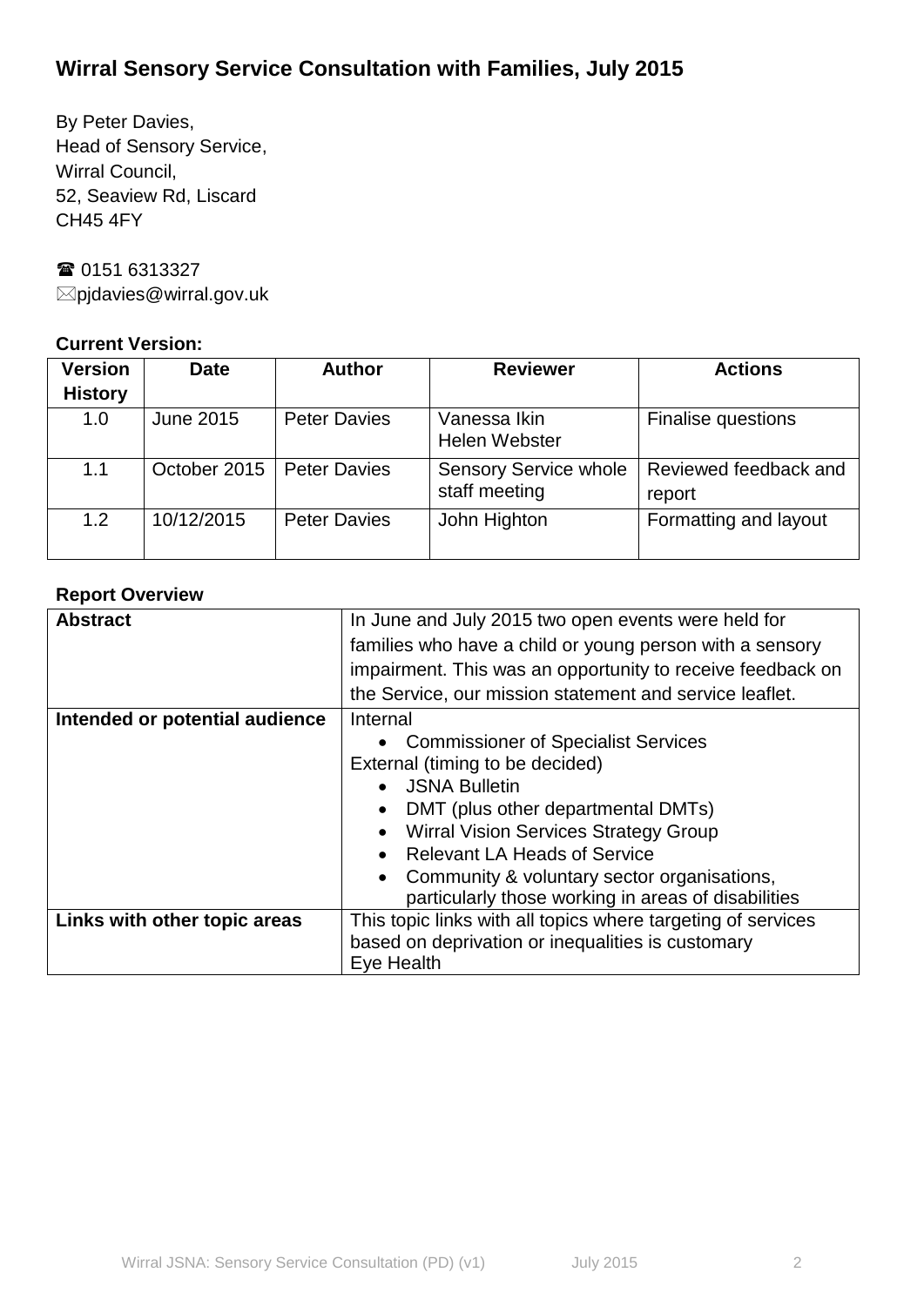## Wirral Sensory Service Consultation with Families, July 2015

By Peter Davies,
Head of Sensory Service,
Wirral Council,
52, Seaview Rd, Liscard
CH45 4FY

☎ 0151 6313327
✉pjdavies@wirral.gov.uk

**Current Version:**

| Version History | Date | Author | Reviewer | Actions |
|---|---|---|---|---|
| 1.0 | June 2015 | Peter Davies | Vanessa Ikin<br>Helen Webster | Finalise questions |
| 1.1 | October 2015 | Peter Davies | Sensory Service whole staff meeting | Reviewed feedback and report |
| 1.2 | 10/12/2015 | Peter Davies | John Highton | Formatting and layout |

**Report Overview**

| | |
|---|---|
| **Abstract** | In June and July 2015 two open events were held for families who have a child or young person with a sensory impairment. This was an opportunity to receive feedback on the Service, our mission statement and service leaflet. |
| **Intended or potential audience** | Internal<br>• Commissioner of Specialist Services<br>External (timing to be decided)<br>• JSNA Bulletin<br>• DMT (plus other departmental DMTs)<br>• Wirral Vision Services Strategy Group<br>• Relevant LA Heads of Service<br>• Community & voluntary sector organisations, particularly those working in areas of disabilities |
| **Links with other topic areas** | This topic links with all topics where targeting of services based on deprivation or inequalities is customary<br>Eye Health |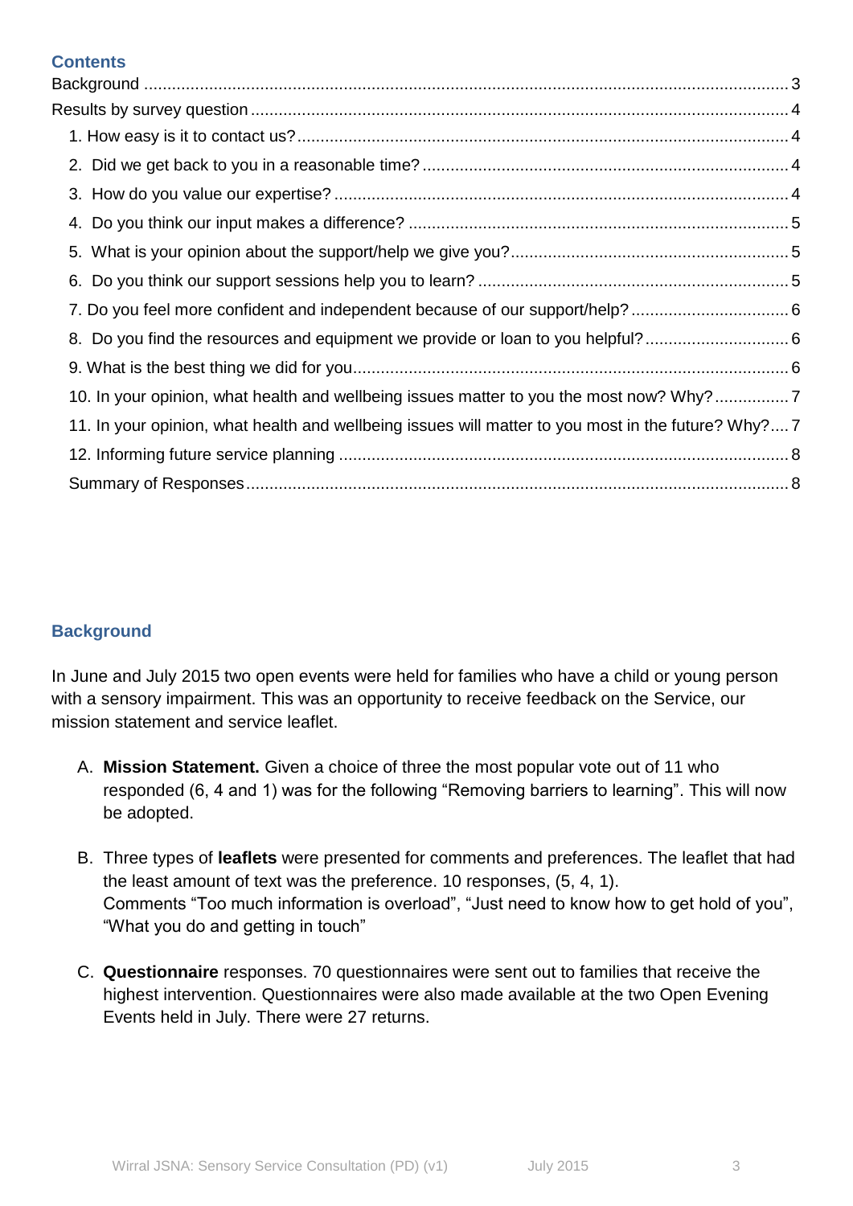## Contents

Background ........................................................................................................................... 3
Results by survey question ..................................................................................................... 4
1. How easy is it to contact us? ............................................................................................. 4
2. Did we get back to you in a reasonable time? ................................................................... 4
3. How do you value our expertise? ...................................................................................... 4
4. Do you think our input makes a difference? ..................................................................... 5
5. What is your opinion about the support/help we give you? ............................................... 5
6. Do you think our support sessions help you to learn? ...................................................... 5
7. Do you feel more confident and independent because of our support/help? ..................... 6
8. Do you find the resources and equipment we provide or loan to you helpful? ................... 6
9. What is the best thing we did for you ................................................................................. 6
10. In your opinion, what health and wellbeing issues matter to you the most now? Why? ..... 7
11. In your opinion, what health and wellbeing issues will matter to you most in the future? Why? .... 7
12. Informing future service planning ..................................................................................... 8
Summary of Responses ......................................................................................................... 8

## Background

In June and July 2015 two open events were held for families who have a child or young person with a sensory impairment. This was an opportunity to receive feedback on the Service, our mission statement and service leaflet.

A. **Mission Statement.** Given a choice of three the most popular vote out of 11 who responded (6, 4 and 1) was for the following "Removing barriers to learning". This will now be adopted.

B. Three types of **leaflets** were presented for comments and preferences. The leaflet that had the least amount of text was the preference. 10 responses, (5, 4, 1). Comments "Too much information is overload", "Just need to know how to get hold of you", "What you do and getting in touch"

C. **Questionnaire** responses. 70 questionnaires were sent out to families that receive the highest intervention. Questionnaires were also made available at the two Open Evening Events held in July. There were 27 returns.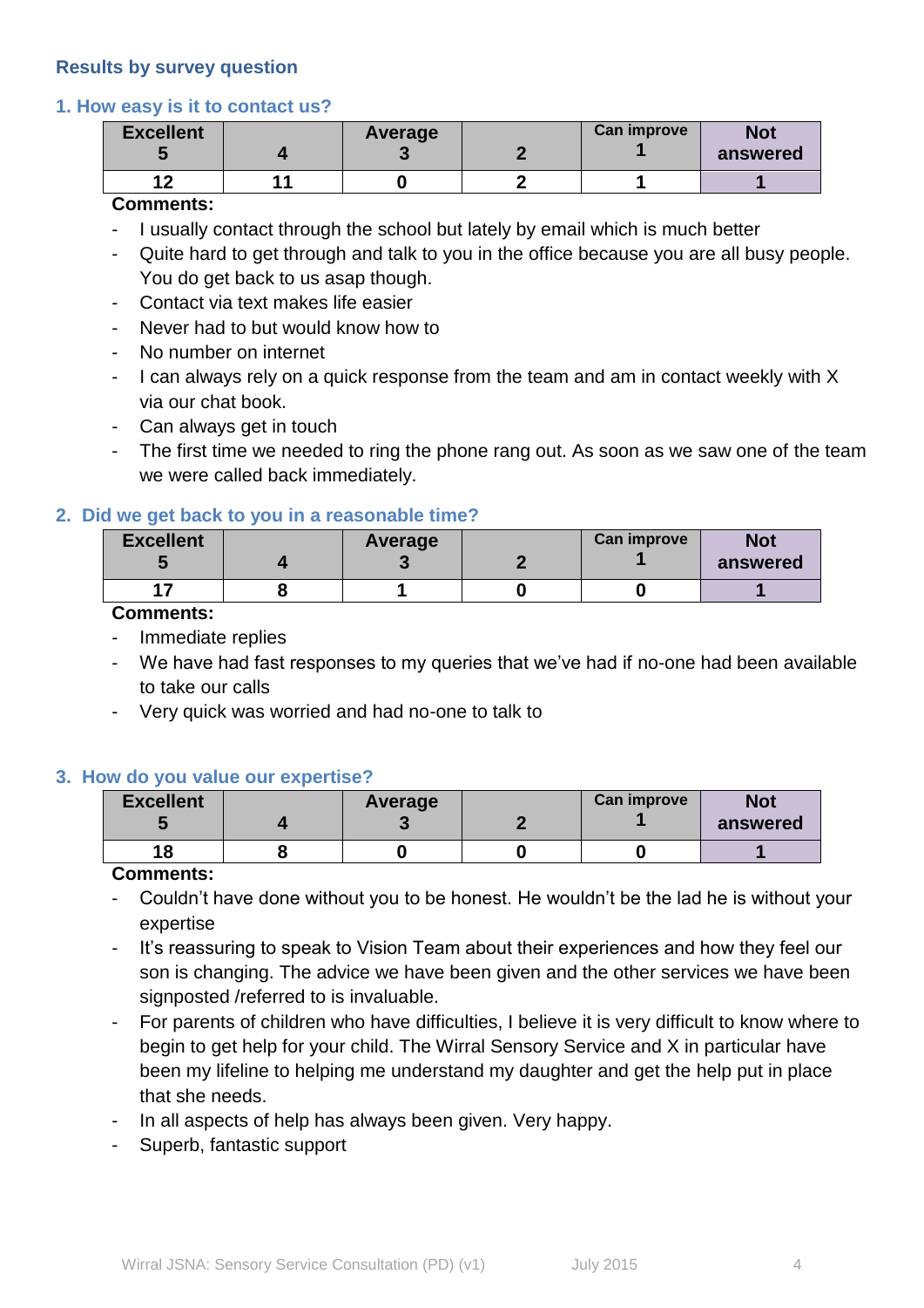## Results by survey question

### 1. How easy is it to contact us?

| Excellent 5 | 4 | Average 3 | 2 | Can improve 1 | Not answered |
|---|---|---|---|---|---|
| 12 | 11 | 0 | 2 | 1 | 1 |

**Comments:**

- I usually contact through the school but lately by email which is much better
- Quite hard to get through and talk to you in the office because you are all busy people. You do get back to us asap though.
- Contact via text makes life easier
- Never had to but would know how to
- No number on internet
- I can always rely on a quick response from the team and am in contact weekly with X via our chat book.
- Can always get in touch
- The first time we needed to ring the phone rang out. As soon as we saw one of the team we were called back immediately.

### 2. Did we get back to you in a reasonable time?

| Excellent 5 | 4 | Average 3 | 2 | Can improve 1 | Not answered |
|---|---|---|---|---|---|
| 17 | 8 | 1 | 0 | 0 | 1 |

**Comments:**

- Immediate replies
- We have had fast responses to my queries that we've had if no-one had been available to take our calls
- Very quick was worried and had no-one to talk to

### 3. How do you value our expertise?

| Excellent 5 | 4 | Average 3 | 2 | Can improve 1 | Not answered |
|---|---|---|---|---|---|
| 18 | 8 | 0 | 0 | 0 | 1 |

**Comments:**

- Couldn't have done without you to be honest. He wouldn't be the lad he is without your expertise
- It's reassuring to speak to Vision Team about their experiences and how they feel our son is changing. The advice we have been given and the other services we have been signposted /referred to is invaluable.
- For parents of children who have difficulties, I believe it is very difficult to know where to begin to get help for your child. The Wirral Sensory Service and X in particular have been my lifeline to helping me understand my daughter and get the help put in place that she needs.
- In all aspects of help has always been given. Very happy.
- Superb, fantastic support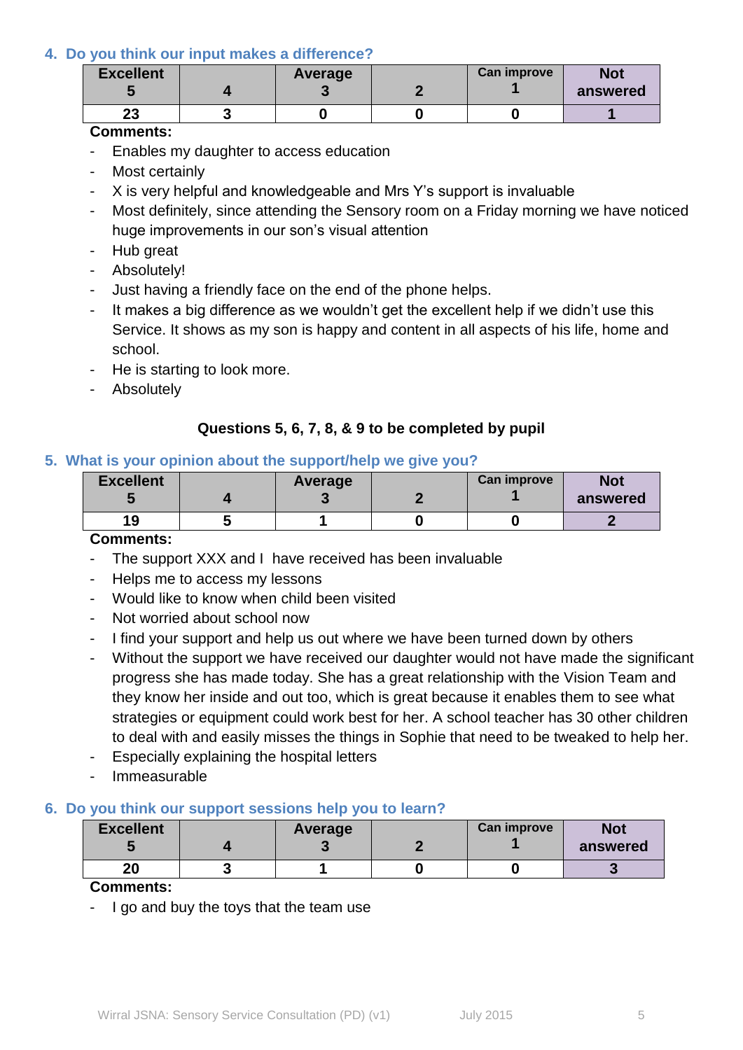## 4. Do you think our input makes a difference?

| Excellent 5 | 4 | Average 3 | 2 | Can improve 1 | Not answered |
|---|---|---|---|---|---|
| 23 | 3 | 0 | 0 | 0 | 1 |

**Comments:**

- Enables my daughter to access education
- Most certainly
- X is very helpful and knowledgeable and Mrs Y's support is invaluable
- Most definitely, since attending the Sensory room on a Friday morning we have noticed huge improvements in our son's visual attention
- Hub great
- Absolutely!
- Just having a friendly face on the end of the phone helps.
- It makes a big difference as we wouldn't get the excellent help if we didn't use this Service. It shows as my son is happy and content in all aspects of his life, home and school.
- He is starting to look more.
- Absolutely

**Questions 5, 6, 7, 8, & 9 to be completed by pupil**

## 5. What is your opinion about the support/help we give you?

| Excellent 5 | 4 | Average 3 | 2 | Can improve 1 | Not answered |
|---|---|---|---|---|---|
| 19 | 5 | 1 | 0 | 0 | 2 |

**Comments:**

- The support XXX and I have received has been invaluable
- Helps me to access my lessons
- Would like to know when child been visited
- Not worried about school now
- I find your support and help us out where we have been turned down by others
- Without the support we have received our daughter would not have made the significant progress she has made today. She has a great relationship with the Vision Team and they know her inside and out too, which is great because it enables them to see what strategies or equipment could work best for her. A school teacher has 30 other children to deal with and easily misses the things in Sophie that need to be tweaked to help her.
- Especially explaining the hospital letters
- Immeasurable

## 6. Do you think our support sessions help you to learn?

| Excellent 5 | 4 | Average 3 | 2 | Can improve 1 | Not answered |
|---|---|---|---|---|---|
| 20 | 3 | 1 | 0 | 0 | 3 |

**Comments:**

- I go and buy the toys that the team use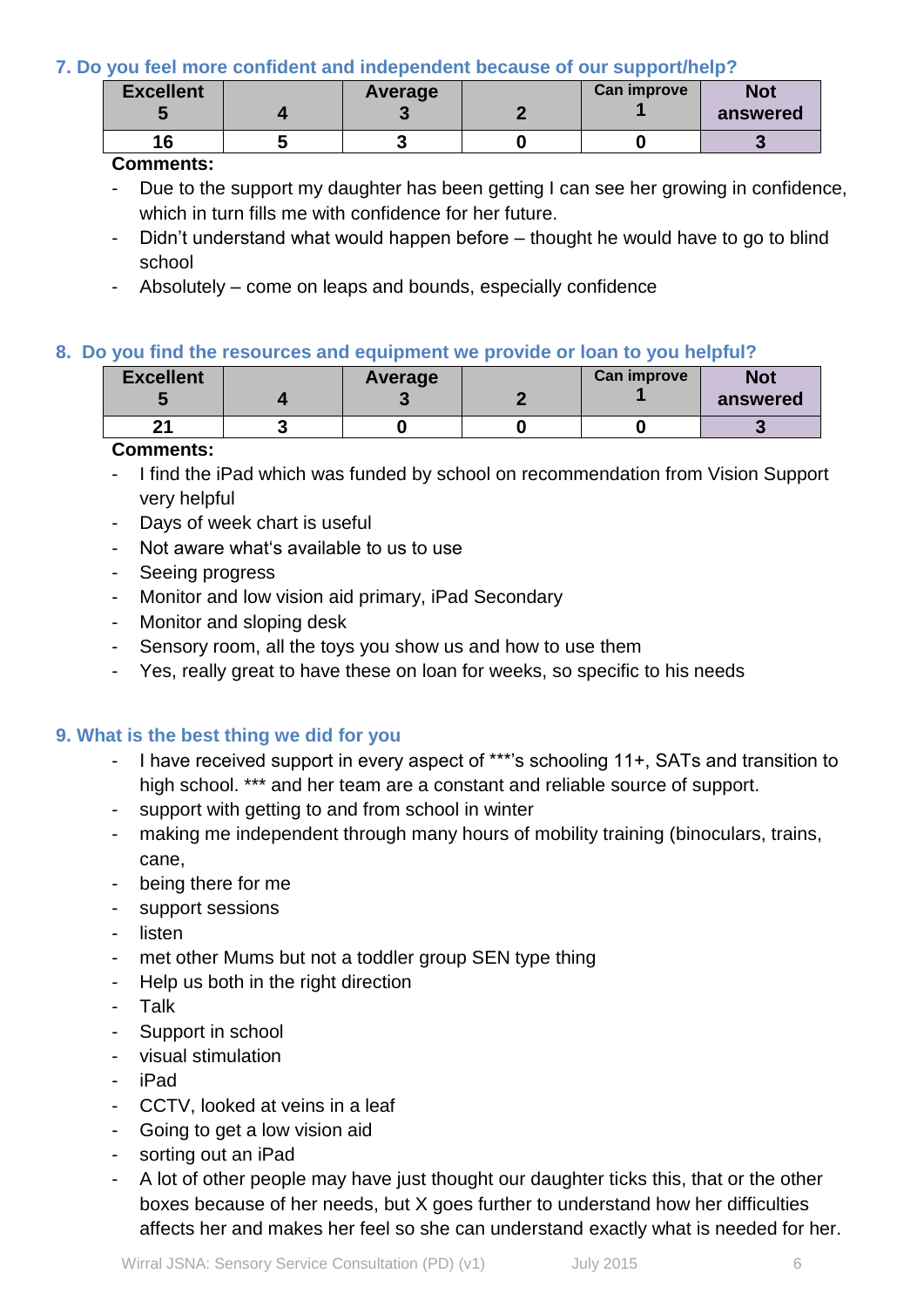### 7. Do you feel more confident and independent because of our support/help?

| Excellent 5 | 4 | Average 3 | 2 | Can improve 1 | Not answered |
|---|---|---|---|---|---|
| 16 | 5 | 3 | 0 | 0 | 3 |

**Comments:**

- Due to the support my daughter has been getting I can see her growing in confidence, which in turn fills me with confidence for her future.
- Didn't understand what would happen before – thought he would have to go to blind school
- Absolutely – come on leaps and bounds, especially confidence

### 8. Do you find the resources and equipment we provide or loan to you helpful?

| Excellent 5 | 4 | Average 3 | 2 | Can improve 1 | Not answered |
|---|---|---|---|---|---|
| 21 | 3 | 0 | 0 | 0 | 3 |

**Comments:**

- I find the iPad which was funded by school on recommendation from Vision Support very helpful
- Days of week chart is useful
- Not aware what's available to us to use
- Seeing progress
- Monitor and low vision aid primary, iPad Secondary
- Monitor and sloping desk
- Sensory room, all the toys you show us and how to use them
- Yes, really great to have these on loan for weeks, so specific to his needs

### 9. What is the best thing we did for you

- I have received support in every aspect of ***'s schooling 11+, SATs and transition to high school. *** and her team are a constant and reliable source of support.
- support with getting to and from school in winter
- making me independent through many hours of mobility training (binoculars, trains, cane,
- being there for me
- support sessions
- listen
- met other Mums but not a toddler group SEN type thing
- Help us both in the right direction
- Talk
- Support in school
- visual stimulation
- iPad
- CCTV, looked at veins in a leaf
- Going to get a low vision aid
- sorting out an iPad
- A lot of other people may have just thought our daughter ticks this, that or the other boxes because of her needs, but X goes further to understand how her difficulties affects her and makes her feel so she can understand exactly what is needed for her.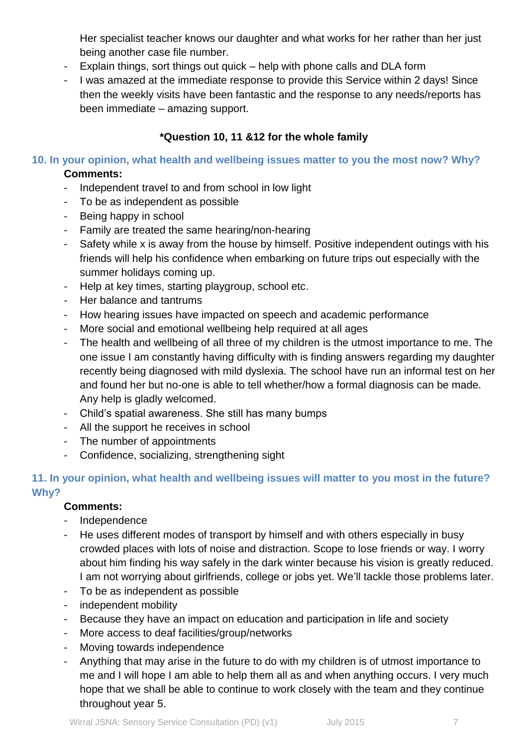Her specialist teacher knows our daughter and what works for her rather than her just being another case file number.

- Explain things, sort things out quick – help with phone calls and DLA form
- I was amazed at the immediate response to provide this Service within 2 days! Since then the weekly visits have been fantastic and the response to any needs/reports has been immediate – amazing support.

**\*Question 10, 11 &12 for the whole family**

### 10. In your opinion, what health and wellbeing issues matter to you the most now? Why?

**Comments:**

- Independent travel to and from school in low light
- To be as independent as possible
- Being happy in school
- Family are treated the same hearing/non-hearing
- Safety while x is away from the house by himself. Positive independent outings with his friends will help his confidence when embarking on future trips out especially with the summer holidays coming up.
- Help at key times, starting playgroup, school etc.
- Her balance and tantrums
- How hearing issues have impacted on speech and academic performance
- More social and emotional wellbeing help required at all ages
- The health and wellbeing of all three of my children is the utmost importance to me. The one issue I am constantly having difficulty with is finding answers regarding my daughter recently being diagnosed with mild dyslexia. The school have run an informal test on her and found her but no-one is able to tell whether/how a formal diagnosis can be made. Any help is gladly welcomed.
- Child's spatial awareness. She still has many bumps
- All the support he receives in school
- The number of appointments
- Confidence, socializing, strengthening sight

### 11. In your opinion, what health and wellbeing issues will matter to you most in the future? Why?

**Comments:**

- Independence
- He uses different modes of transport by himself and with others especially in busy crowded places with lots of noise and distraction. Scope to lose friends or way. I worry about him finding his way safely in the dark winter because his vision is greatly reduced. I am not worrying about girlfriends, college or jobs yet. We'll tackle those problems later.
- To be as independent as possible
- independent mobility
- Because they have an impact on education and participation in life and society
- More access to deaf facilities/group/networks
- Moving towards independence
- Anything that may arise in the future to do with my children is of utmost importance to me and I will hope I am able to help them all as and when anything occurs. I very much hope that we shall be able to continue to work closely with the team and they continue throughout year 5.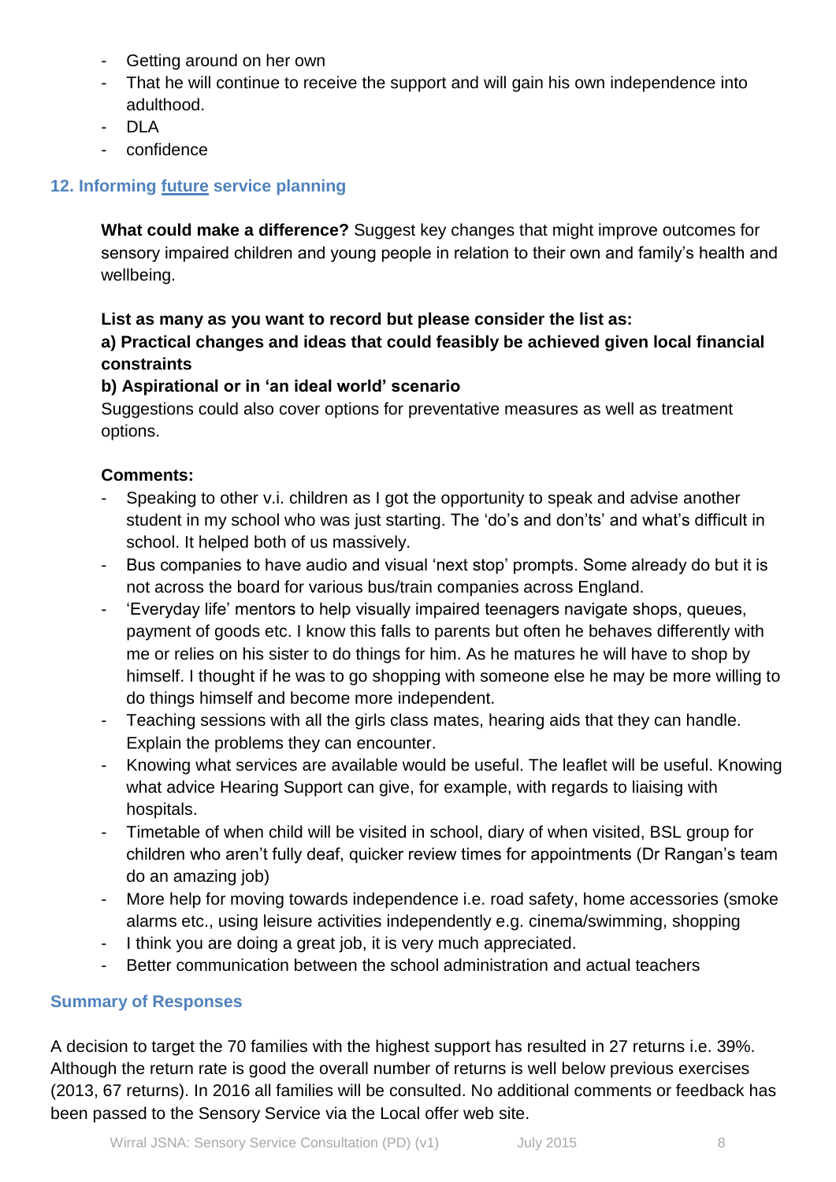- Getting around on her own
- That he will continue to receive the support and will gain his own independence into adulthood.
- DLA
- confidence

## 12. Informing <u>future</u> service planning

**What could make a difference?** Suggest key changes that might improve outcomes for sensory impaired children and young people in relation to their own and family's health and wellbeing.

**List as many as you want to record but please consider the list as:**
**a) Practical changes and ideas that could feasibly be achieved given local financial constraints**
**b) Aspirational or in 'an ideal world' scenario**
Suggestions could also cover options for preventative measures as well as treatment options.

**Comments:**

- Speaking to other v.i. children as I got the opportunity to speak and advise another student in my school who was just starting. The 'do's and don'ts' and what's difficult in school. It helped both of us massively.
- Bus companies to have audio and visual 'next stop' prompts. Some already do but it is not across the board for various bus/train companies across England.
- 'Everyday life' mentors to help visually impaired teenagers navigate shops, queues, payment of goods etc. I know this falls to parents but often he behaves differently with me or relies on his sister to do things for him. As he matures he will have to shop by himself. I thought if he was to go shopping with someone else he may be more willing to do things himself and become more independent.
- Teaching sessions with all the girls class mates, hearing aids that they can handle. Explain the problems they can encounter.
- Knowing what services are available would be useful. The leaflet will be useful. Knowing what advice Hearing Support can give, for example, with regards to liaising with hospitals.
- Timetable of when child will be visited in school, diary of when visited, BSL group for children who aren't fully deaf, quicker review times for appointments (Dr Rangan's team do an amazing job)
- More help for moving towards independence i.e. road safety, home accessories (smoke alarms etc., using leisure activities independently e.g. cinema/swimming, shopping
- I think you are doing a great job, it is very much appreciated.
- Better communication between the school administration and actual teachers

## Summary of Responses

A decision to target the 70 families with the highest support has resulted in 27 returns i.e. 39%. Although the return rate is good the overall number of returns is well below previous exercises (2013, 67 returns). In 2016 all families will be consulted. No additional comments or feedback has been passed to the Sensory Service via the Local offer web site.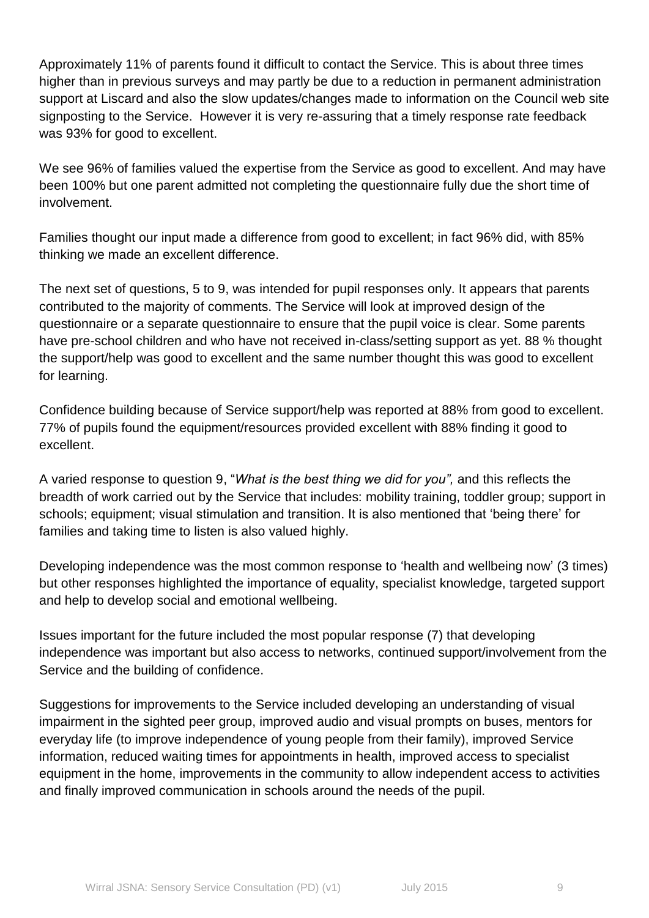Approximately 11% of parents found it difficult to contact the Service. This is about three times higher than in previous surveys and may partly be due to a reduction in permanent administration support at Liscard and also the slow updates/changes made to information on the Council web site signposting to the Service. However it is very re-assuring that a timely response rate feedback was 93% for good to excellent.

We see 96% of families valued the expertise from the Service as good to excellent. And may have been 100% but one parent admitted not completing the questionnaire fully due the short time of involvement.

Families thought our input made a difference from good to excellent; in fact 96% did, with 85% thinking we made an excellent difference.

The next set of questions, 5 to 9, was intended for pupil responses only. It appears that parents contributed to the majority of comments. The Service will look at improved design of the questionnaire or a separate questionnaire to ensure that the pupil voice is clear. Some parents have pre-school children and who have not received in-class/setting support as yet. 88 % thought the support/help was good to excellent and the same number thought this was good to excellent for learning.

Confidence building because of Service support/help was reported at 88% from good to excellent. 77% of pupils found the equipment/resources provided excellent with 88% finding it good to excellent.

A varied response to question 9, "*What is the best thing we did for you",* and this reflects the breadth of work carried out by the Service that includes: mobility training, toddler group; support in schools; equipment; visual stimulation and transition. It is also mentioned that 'being there' for families and taking time to listen is also valued highly.

Developing independence was the most common response to 'health and wellbeing now' (3 times) but other responses highlighted the importance of equality, specialist knowledge, targeted support and help to develop social and emotional wellbeing.

Issues important for the future included the most popular response (7) that developing independence was important but also access to networks, continued support/involvement from the Service and the building of confidence.

Suggestions for improvements to the Service included developing an understanding of visual impairment in the sighted peer group, improved audio and visual prompts on buses, mentors for everyday life (to improve independence of young people from their family), improved Service information, reduced waiting times for appointments in health, improved access to specialist equipment in the home, improvements in the community to allow independent access to activities and finally improved communication in schools around the needs of the pupil.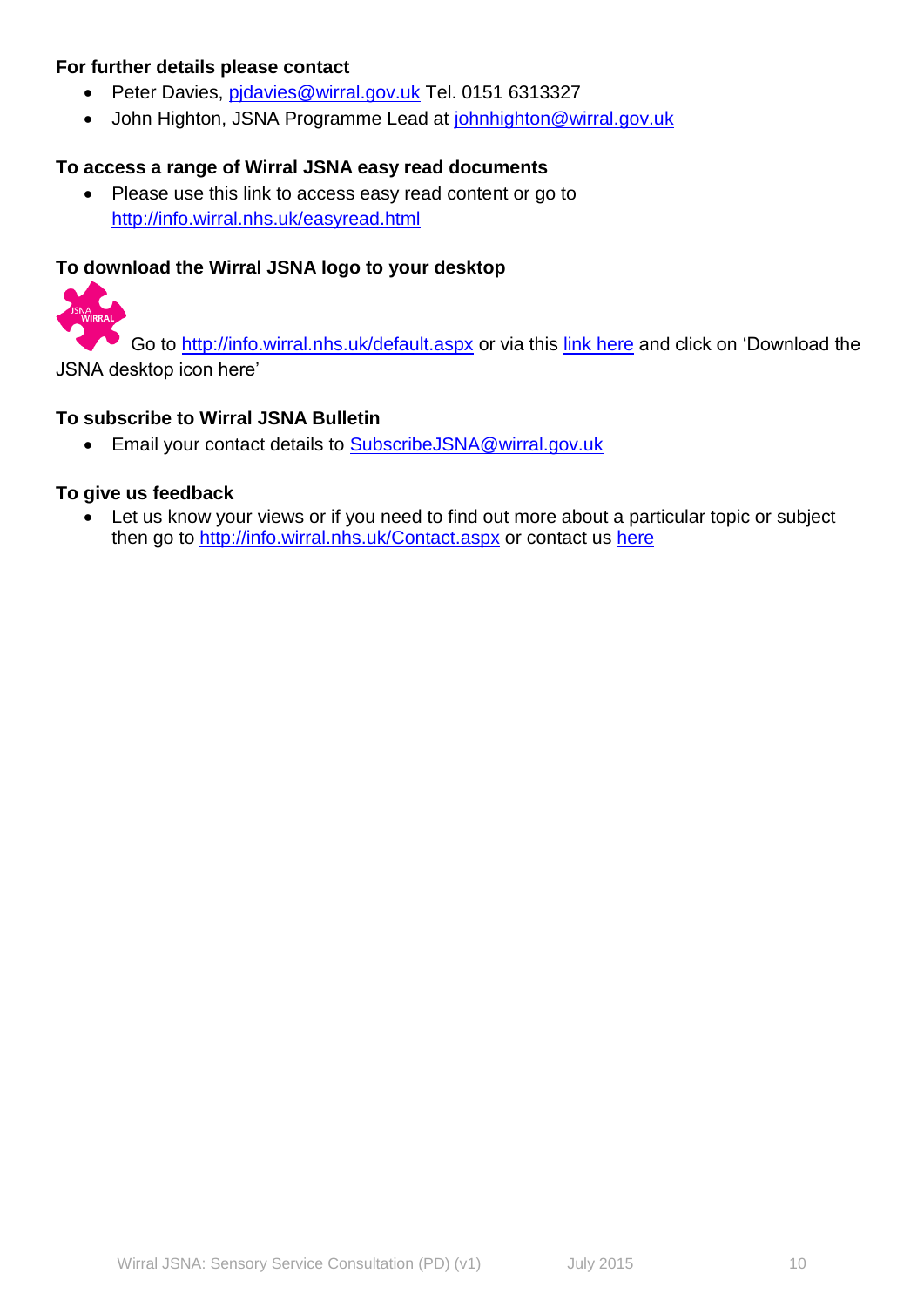**For further details please contact**

- Peter Davies, pjdavies@wirral.gov.uk Tel. 0151 6313327
- John Highton, JSNA Programme Lead at johnhighton@wirral.gov.uk

**To access a range of Wirral JSNA easy read documents**

- Please use this link to access easy read content or go to http://info.wirral.nhs.uk/easyread.html

**To download the Wirral JSNA logo to your desktop**

Go to http://info.wirral.nhs.uk/default.aspx or via this link here and click on 'Download the JSNA desktop icon here'

**To subscribe to Wirral JSNA Bulletin**

- Email your contact details to SubscribeJSNA@wirral.gov.uk

**To give us feedback**

- Let us know your views or if you need to find out more about a particular topic or subject then go to http://info.wirral.nhs.uk/Contact.aspx or contact us here